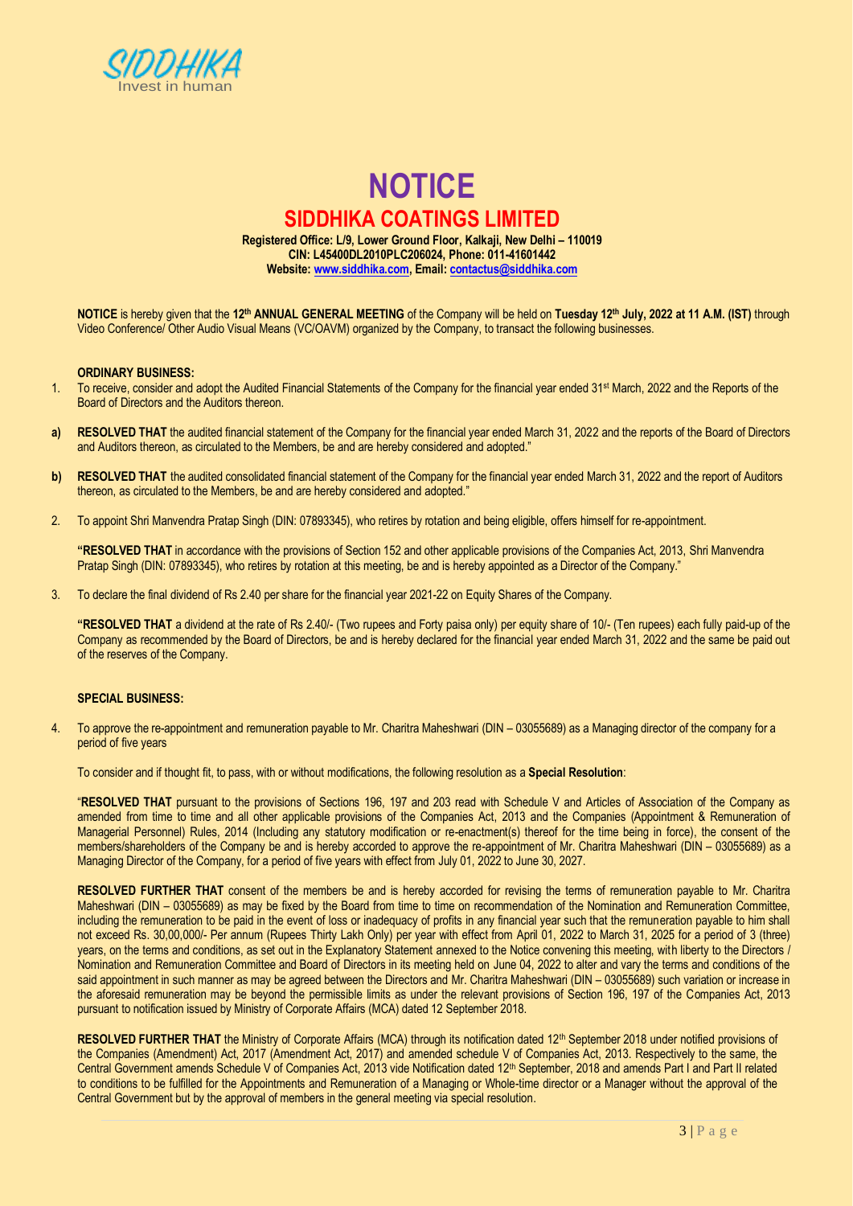# NOTICE

## SIDDHIKA COATINGS LIMITED

**Registered Office: L/9, Lower Ground Floor, Kalkaji, New Delhi – 110019**
**CIN: L45400DL2010PLC206024, Phone: 011-41601442**
**Website: www.siddhika.com, Email: contactus@siddhika.com**

**NOTICE** is hereby given that the **12th ANNUAL GENERAL MEETING** of the Company will be held on **Tuesday 12th July, 2022 at 11 A.M. (IST)** through Video Conference/ Other Audio Visual Means (VC/OAVM) organized by the Company, to transact the following businesses.

**ORDINARY BUSINESS:**

1. To receive, consider and adopt the Audited Financial Statements of the Company for the financial year ended 31st March, 2022 and the Reports of the Board of Directors and the Auditors thereon.

**a) RESOLVED THAT** the audited financial statement of the Company for the financial year ended March 31, 2022 and the reports of the Board of Directors and Auditors thereon, as circulated to the Members, be and are hereby considered and adopted."

**b) RESOLVED THAT** the audited consolidated financial statement of the Company for the financial year ended March 31, 2022 and the report of Auditors thereon, as circulated to the Members, be and are hereby considered and adopted."

2. To appoint Shri Manvendra Pratap Singh (DIN: 07893345), who retires by rotation and being eligible, offers himself for re-appointment.

   **"RESOLVED THAT** in accordance with the provisions of Section 152 and other applicable provisions of the Companies Act, 2013, Shri Manvendra Pratap Singh (DIN: 07893345), who retires by rotation at this meeting, be and is hereby appointed as a Director of the Company."

3. To declare the final dividend of Rs 2.40 per share for the financial year 2021-22 on Equity Shares of the Company.

   **"RESOLVED THAT** a dividend at the rate of Rs 2.40/- (Two rupees and Forty paisa only) per equity share of 10/- (Ten rupees) each fully paid-up of the Company as recommended by the Board of Directors, be and is hereby declared for the financial year ended March 31, 2022 and the same be paid out of the reserves of the Company.

**SPECIAL BUSINESS:**

4. To approve the re-appointment and remuneration payable to Mr. Charitra Maheshwari (DIN – 03055689) as a Managing director of the company for a period of five years

   To consider and if thought fit, to pass, with or without modifications, the following resolution as a **Special Resolution**:

   "**RESOLVED THAT** pursuant to the provisions of Sections 196, 197 and 203 read with Schedule V and Articles of Association of the Company as amended from time to time and all other applicable provisions of the Companies Act, 2013 and the Companies (Appointment & Remuneration of Managerial Personnel) Rules, 2014 (Including any statutory modification or re-enactment(s) thereof for the time being in force), the consent of the members/shareholders of the Company be and is hereby accorded to approve the re-appointment of Mr. Charitra Maheshwari (DIN – 03055689) as a Managing Director of the Company, for a period of five years with effect from July 01, 2022 to June 30, 2027.

   **RESOLVED FURTHER THAT** consent of the members be and is hereby accorded for revising the terms of remuneration payable to Mr. Charitra Maheshwari (DIN – 03055689) as may be fixed by the Board from time to time on recommendation of the Nomination and Remuneration Committee, including the remuneration to be paid in the event of loss or inadequacy of profits in any financial year such that the remuneration payable to him shall not exceed Rs. 30,00,000/- Per annum (Rupees Thirty Lakh Only) per year with effect from April 01, 2022 to March 31, 2025 for a period of 3 (three) years, on the terms and conditions, as set out in the Explanatory Statement annexed to the Notice convening this meeting, with liberty to the Directors / Nomination and Remuneration Committee and Board of Directors in its meeting held on June 04, 2022 to alter and vary the terms and conditions of the said appointment in such manner as may be agreed between the Directors and Mr. Charitra Maheshwari (DIN – 03055689) such variation or increase in the aforesaid remuneration may be beyond the permissible limits as under the relevant provisions of Section 196, 197 of the Companies Act, 2013 pursuant to notification issued by Ministry of Corporate Affairs (MCA) dated 12 September 2018.

   **RESOLVED FURTHER THAT** the Ministry of Corporate Affairs (MCA) through its notification dated 12th September 2018 under notified provisions of the Companies (Amendment) Act, 2017 (Amendment Act, 2017) and amended schedule V of Companies Act, 2013. Respectively to the same, the Central Government amends Schedule V of Companies Act, 2013 vide Notification dated 12th September, 2018 and amends Part I and Part II related to conditions to be fulfilled for the Appointments and Remuneration of a Managing or Whole-time director or a Manager without the approval of the Central Government but by the approval of members in the general meeting via special resolution.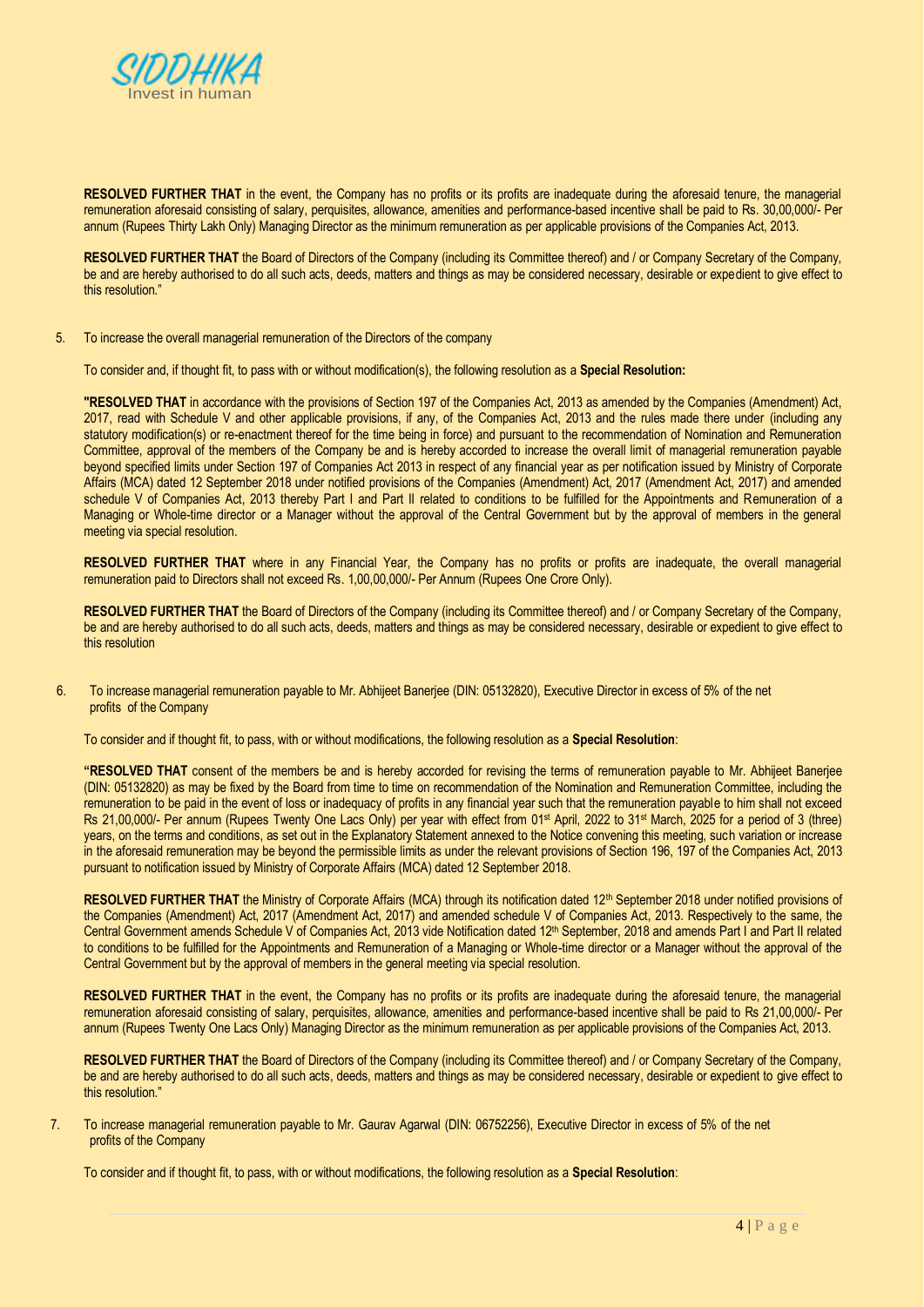**RESOLVED FURTHER THAT** in the event, the Company has no profits or its profits are inadequate during the aforesaid tenure, the managerial remuneration aforesaid consisting of salary, perquisites, allowance, amenities and performance-based incentive shall be paid to Rs. 30,00,000/- Per annum (Rupees Thirty Lakh Only) Managing Director as the minimum remuneration as per applicable provisions of the Companies Act, 2013.

**RESOLVED FURTHER THAT** the Board of Directors of the Company (including its Committee thereof) and / or Company Secretary of the Company, be and are hereby authorised to do all such acts, deeds, matters and things as may be considered necessary, desirable or expedient to give effect to this resolution."

5. To increase the overall managerial remuneration of the Directors of the company

To consider and, if thought fit, to pass with or without modification(s), the following resolution as a **Special Resolution:**

**"RESOLVED THAT** in accordance with the provisions of Section 197 of the Companies Act, 2013 as amended by the Companies (Amendment) Act, 2017, read with Schedule V and other applicable provisions, if any, of the Companies Act, 2013 and the rules made there under (including any statutory modification(s) or re-enactment thereof for the time being in force) and pursuant to the recommendation of Nomination and Remuneration Committee, approval of the members of the Company be and is hereby accorded to increase the overall limit of managerial remuneration payable beyond specified limits under Section 197 of Companies Act 2013 in respect of any financial year as per notification issued by Ministry of Corporate Affairs (MCA) dated 12 September 2018 under notified provisions of the Companies (Amendment) Act, 2017 (Amendment Act, 2017) and amended schedule V of Companies Act, 2013 thereby Part I and Part II related to conditions to be fulfilled for the Appointments and Remuneration of a Managing or Whole-time director or a Manager without the approval of the Central Government but by the approval of members in the general meeting via special resolution.

**RESOLVED FURTHER THAT** where in any Financial Year, the Company has no profits or profits are inadequate, the overall managerial remuneration paid to Directors shall not exceed Rs. 1,00,00,000/- Per Annum (Rupees One Crore Only).

**RESOLVED FURTHER THAT** the Board of Directors of the Company (including its Committee thereof) and / or Company Secretary of the Company, be and are hereby authorised to do all such acts, deeds, matters and things as may be considered necessary, desirable or expedient to give effect to this resolution

6. To increase managerial remuneration payable to Mr. Abhijeet Banerjee (DIN: 05132820), Executive Director in excess of 5% of the net profits of the Company

To consider and if thought fit, to pass, with or without modifications, the following resolution as a **Special Resolution**:

**"RESOLVED THAT** consent of the members be and is hereby accorded for revising the terms of remuneration payable to Mr. Abhijeet Banerjee (DIN: 05132820) as may be fixed by the Board from time to time on recommendation of the Nomination and Remuneration Committee, including the remuneration to be paid in the event of loss or inadequacy of profits in any financial year such that the remuneration payable to him shall not exceed Rs 21,00,000/- Per annum (Rupees Twenty One Lacs Only) per year with effect from 01st April, 2022 to 31st March, 2025 for a period of 3 (three) years, on the terms and conditions, as set out in the Explanatory Statement annexed to the Notice convening this meeting, such variation or increase in the aforesaid remuneration may be beyond the permissible limits as under the relevant provisions of Section 196, 197 of the Companies Act, 2013 pursuant to notification issued by Ministry of Corporate Affairs (MCA) dated 12 September 2018.

**RESOLVED FURTHER THAT** the Ministry of Corporate Affairs (MCA) through its notification dated 12th September 2018 under notified provisions of the Companies (Amendment) Act, 2017 (Amendment Act, 2017) and amended schedule V of Companies Act, 2013. Respectively to the same, the Central Government amends Schedule V of Companies Act, 2013 vide Notification dated 12th September, 2018 and amends Part I and Part II related to conditions to be fulfilled for the Appointments and Remuneration of a Managing or Whole-time director or a Manager without the approval of the Central Government but by the approval of members in the general meeting via special resolution.

**RESOLVED FURTHER THAT** in the event, the Company has no profits or its profits are inadequate during the aforesaid tenure, the managerial remuneration aforesaid consisting of salary, perquisites, allowance, amenities and performance-based incentive shall be paid to Rs 21,00,000/- Per annum (Rupees Twenty One Lacs Only) Managing Director as the minimum remuneration as per applicable provisions of the Companies Act, 2013.

**RESOLVED FURTHER THAT** the Board of Directors of the Company (including its Committee thereof) and / or Company Secretary of the Company, be and are hereby authorised to do all such acts, deeds, matters and things as may be considered necessary, desirable or expedient to give effect to this resolution."

7. To increase managerial remuneration payable to Mr. Gaurav Agarwal (DIN: 06752256), Executive Director in excess of 5% of the net profits of the Company

To consider and if thought fit, to pass, with or without modifications, the following resolution as a **Special Resolution**: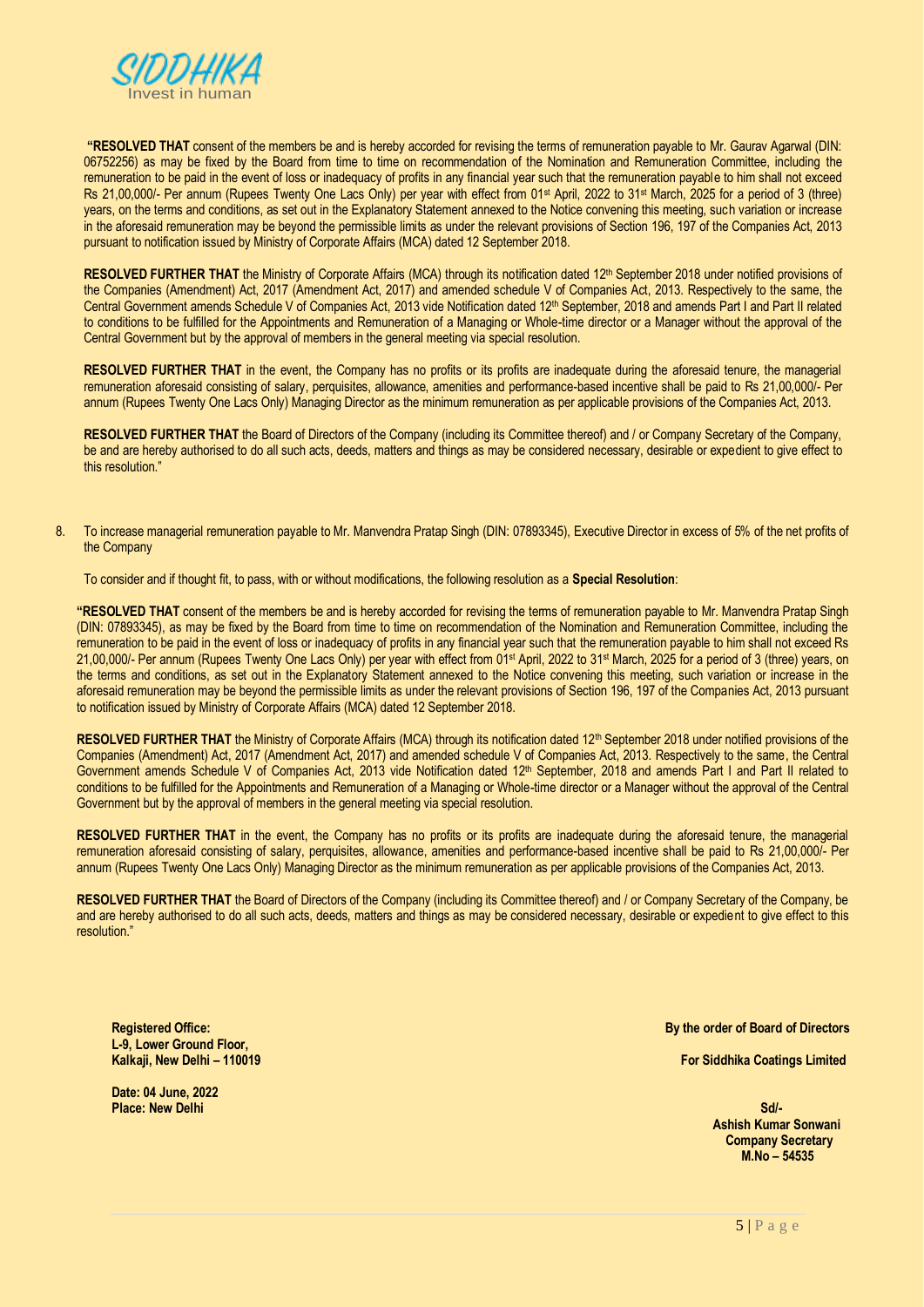**"RESOLVED THAT** consent of the members be and is hereby accorded for revising the terms of remuneration payable to Mr. Gaurav Agarwal (DIN: 06752256) as may be fixed by the Board from time to time on recommendation of the Nomination and Remuneration Committee, including the remuneration to be paid in the event of loss or inadequacy of profits in any financial year such that the remuneration payable to him shall not exceed Rs 21,00,000/- Per annum (Rupees Twenty One Lacs Only) per year with effect from 01st April, 2022 to 31st March, 2025 for a period of 3 (three) years, on the terms and conditions, as set out in the Explanatory Statement annexed to the Notice convening this meeting, such variation or increase in the aforesaid remuneration may be beyond the permissible limits as under the relevant provisions of Section 196, 197 of the Companies Act, 2013 pursuant to notification issued by Ministry of Corporate Affairs (MCA) dated 12 September 2018.

**RESOLVED FURTHER THAT** the Ministry of Corporate Affairs (MCA) through its notification dated 12th September 2018 under notified provisions of the Companies (Amendment) Act, 2017 (Amendment Act, 2017) and amended schedule V of Companies Act, 2013. Respectively to the same, the Central Government amends Schedule V of Companies Act, 2013 vide Notification dated 12th September, 2018 and amends Part I and Part II related to conditions to be fulfilled for the Appointments and Remuneration of a Managing or Whole-time director or a Manager without the approval of the Central Government but by the approval of members in the general meeting via special resolution.

**RESOLVED FURTHER THAT** in the event, the Company has no profits or its profits are inadequate during the aforesaid tenure, the managerial remuneration aforesaid consisting of salary, perquisites, allowance, amenities and performance-based incentive shall be paid to Rs 21,00,000/- Per annum (Rupees Twenty One Lacs Only) Managing Director as the minimum remuneration as per applicable provisions of the Companies Act, 2013.

**RESOLVED FURTHER THAT** the Board of Directors of the Company (including its Committee thereof) and / or Company Secretary of the Company, be and are hereby authorised to do all such acts, deeds, matters and things as may be considered necessary, desirable or expedient to give effect to this resolution."

8. To increase managerial remuneration payable to Mr. Manvendra Pratap Singh (DIN: 07893345), Executive Director in excess of 5% of the net profits of the Company

   To consider and if thought fit, to pass, with or without modifications, the following resolution as a **Special Resolution**:

**"RESOLVED THAT** consent of the members be and is hereby accorded for revising the terms of remuneration payable to Mr. Manvendra Pratap Singh (DIN: 07893345), as may be fixed by the Board from time to time on recommendation of the Nomination and Remuneration Committee, including the remuneration to be paid in the event of loss or inadequacy of profits in any financial year such that the remuneration payable to him shall not exceed Rs 21,00,000/- Per annum (Rupees Twenty One Lacs Only) per year with effect from 01st April, 2022 to 31st March, 2025 for a period of 3 (three) years, on the terms and conditions, as set out in the Explanatory Statement annexed to the Notice convening this meeting, such variation or increase in the aforesaid remuneration may be beyond the permissible limits as under the relevant provisions of Section 196, 197 of the Companies Act, 2013 pursuant to notification issued by Ministry of Corporate Affairs (MCA) dated 12 September 2018.

**RESOLVED FURTHER THAT** the Ministry of Corporate Affairs (MCA) through its notification dated 12th September 2018 under notified provisions of the Companies (Amendment) Act, 2017 (Amendment Act, 2017) and amended schedule V of Companies Act, 2013. Respectively to the same, the Central Government amends Schedule V of Companies Act, 2013 vide Notification dated 12th September, 2018 and amends Part I and Part II related to conditions to be fulfilled for the Appointments and Remuneration of a Managing or Whole-time director or a Manager without the approval of the Central Government but by the approval of members in the general meeting via special resolution.

**RESOLVED FURTHER THAT** in the event, the Company has no profits or its profits are inadequate during the aforesaid tenure, the managerial remuneration aforesaid consisting of salary, perquisites, allowance, amenities and performance-based incentive shall be paid to Rs 21,00,000/- Per annum (Rupees Twenty One Lacs Only) Managing Director as the minimum remuneration as per applicable provisions of the Companies Act, 2013.

**RESOLVED FURTHER THAT** the Board of Directors of the Company (including its Committee thereof) and / or Company Secretary of the Company, be and are hereby authorised to do all such acts, deeds, matters and things as may be considered necessary, desirable or expedient to give effect to this resolution."

**Registered Office:**
**L-9, Lower Ground Floor,**
**Kalkaji, New Delhi – 110019**

**Date: 04 June, 2022**
**Place: New Delhi**

**By the order of Board of Directors**

**For Siddhika Coatings Limited**

**Sd/-**
**Ashish Kumar Sonwani**
**Company Secretary**
**M.No – 54535**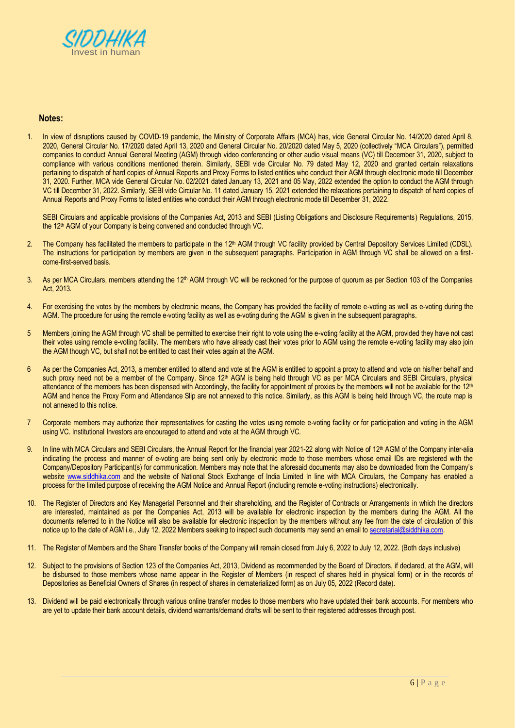## Notes:

1. In view of disruptions caused by COVID-19 pandemic, the Ministry of Corporate Affairs (MCA) has, vide General Circular No. 14/2020 dated April 8, 2020, General Circular No. 17/2020 dated April 13, 2020 and General Circular No. 20/2020 dated May 5, 2020 (collectively "MCA Circulars"), permitted companies to conduct Annual General Meeting (AGM) through video conferencing or other audio visual means (VC) till December 31, 2020, subject to compliance with various conditions mentioned therein. Similarly, SEBI vide Circular No. 79 dated May 12, 2020 and granted certain relaxations pertaining to dispatch of hard copies of Annual Reports and Proxy Forms to listed entities who conduct their AGM through electronic mode till December 31, 2020. Further, MCA vide General Circular No. 02/2021 dated January 13, 2021 and 05 May, 2022 extended the option to conduct the AGM through VC till December 31, 2022. Similarly, SEBI vide Circular No. 11 dated January 15, 2021 extended the relaxations pertaining to dispatch of hard copies of Annual Reports and Proxy Forms to listed entities who conduct their AGM through electronic mode till December 31, 2022.

   SEBI Circulars and applicable provisions of the Companies Act, 2013 and SEBI (Listing Obligations and Disclosure Requirements) Regulations, 2015, the 12th AGM of your Company is being convened and conducted through VC.

2. The Company has facilitated the members to participate in the 12th AGM through VC facility provided by Central Depository Services Limited (CDSL). The instructions for participation by members are given in the subsequent paragraphs. Participation in AGM through VC shall be allowed on a first-come-first-served basis.

3. As per MCA Circulars, members attending the 12th AGM through VC will be reckoned for the purpose of quorum as per Section 103 of the Companies Act, 2013.

4. For exercising the votes by the members by electronic means, the Company has provided the facility of remote e-voting as well as e-voting during the AGM. The procedure for using the remote e-voting facility as well as e-voting during the AGM is given in the subsequent paragraphs.

5. Members joining the AGM through VC shall be permitted to exercise their right to vote using the e-voting facility at the AGM, provided they have not cast their votes using remote e-voting facility. The members who have already cast their votes prior to AGM using the remote e-voting facility may also join the AGM though VC, but shall not be entitled to cast their votes again at the AGM.

6. As per the Companies Act, 2013, a member entitled to attend and vote at the AGM is entitled to appoint a proxy to attend and vote on his/her behalf and such proxy need not be a member of the Company. Since 12th AGM is being held through VC as per MCA Circulars and SEBI Circulars, physical attendance of the members has been dispensed with Accordingly, the facility for appointment of proxies by the members will not be available for the 12th AGM and hence the Proxy Form and Attendance Slip are not annexed to this notice. Similarly, as this AGM is being held through VC, the route map is not annexed to this notice.

7. Corporate members may authorize their representatives for casting the votes using remote e-voting facility or for participation and voting in the AGM using VC. Institutional Investors are encouraged to attend and vote at the AGM through VC.

9. In line with MCA Circulars and SEBI Circulars, the Annual Report for the financial year 2021-22 along with Notice of 12th AGM of the Company inter-alia indicating the process and manner of e-voting are being sent only by electronic mode to those members whose email IDs are registered with the Company/Depository Participant(s) for communication. Members may note that the aforesaid documents may also be downloaded from the Company's website www.siddhika.com and the website of National Stock Exchange of India Limited In line with MCA Circulars, the Company has enabled a process for the limited purpose of receiving the AGM Notice and Annual Report (including remote e-voting instructions) electronically.

10. The Register of Directors and Key Managerial Personnel and their shareholding, and the Register of Contracts or Arrangements in which the directors are interested, maintained as per the Companies Act, 2013 will be available for electronic inspection by the members during the AGM. All the documents referred to in the Notice will also be available for electronic inspection by the members without any fee from the date of circulation of this notice up to the date of AGM i.e., July 12, 2022 Members seeking to inspect such documents may send an email to secretarial@siddhika.com.

11. The Register of Members and the Share Transfer books of the Company will remain closed from July 6, 2022 to July 12, 2022. (Both days inclusive)

12. Subject to the provisions of Section 123 of the Companies Act, 2013, Dividend as recommended by the Board of Directors, if declared, at the AGM, will be disbursed to those members whose name appear in the Register of Members (in respect of shares held in physical form) or in the records of Depositories as Beneficial Owners of Shares (in respect of shares in dematerialized form) as on July 05, 2022 (Record date).

13. Dividend will be paid electronically through various online transfer modes to those members who have updated their bank accounts. For members who are yet to update their bank account details, dividend warrants/demand drafts will be sent to their registered addresses through post.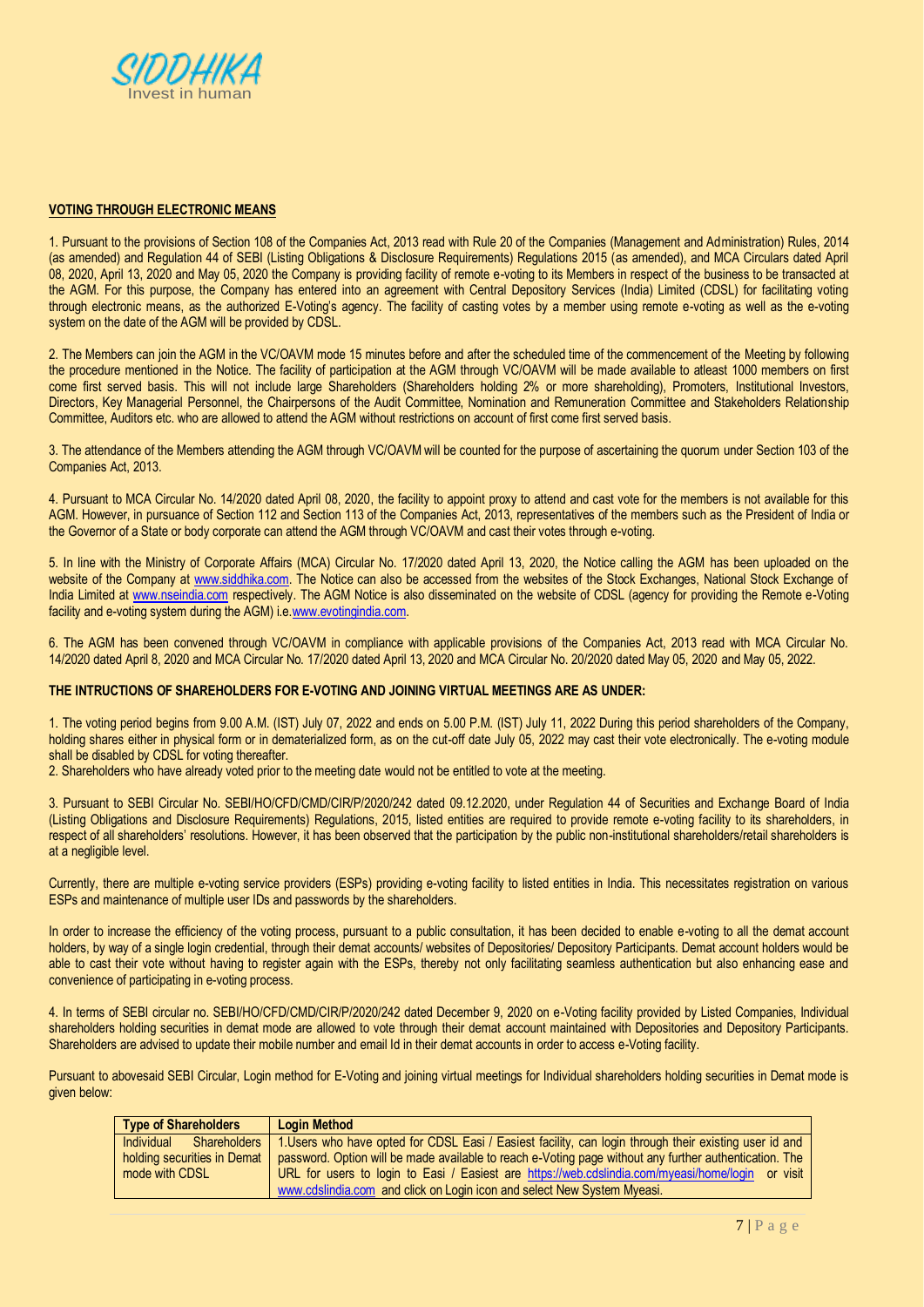## VOTING THROUGH ELECTRONIC MEANS

1. Pursuant to the provisions of Section 108 of the Companies Act, 2013 read with Rule 20 of the Companies (Management and Administration) Rules, 2014 (as amended) and Regulation 44 of SEBI (Listing Obligations & Disclosure Requirements) Regulations 2015 (as amended), and MCA Circulars dated April 08, 2020, April 13, 2020 and May 05, 2020 the Company is providing facility of remote e-voting to its Members in respect of the business to be transacted at the AGM. For this purpose, the Company has entered into an agreement with Central Depository Services (India) Limited (CDSL) for facilitating voting through electronic means, as the authorized E-Voting's agency. The facility of casting votes by a member using remote e-voting as well as the e-voting system on the date of the AGM will be provided by CDSL.

2. The Members can join the AGM in the VC/OAVM mode 15 minutes before and after the scheduled time of the commencement of the Meeting by following the procedure mentioned in the Notice. The facility of participation at the AGM through VC/OAVM will be made available to atleast 1000 members on first come first served basis. This will not include large Shareholders (Shareholders holding 2% or more shareholding), Promoters, Institutional Investors, Directors, Key Managerial Personnel, the Chairpersons of the Audit Committee, Nomination and Remuneration Committee and Stakeholders Relationship Committee, Auditors etc. who are allowed to attend the AGM without restrictions on account of first come first served basis.

3. The attendance of the Members attending the AGM through VC/OAVM will be counted for the purpose of ascertaining the quorum under Section 103 of the Companies Act, 2013.

4. Pursuant to MCA Circular No. 14/2020 dated April 08, 2020, the facility to appoint proxy to attend and cast vote for the members is not available for this AGM. However, in pursuance of Section 112 and Section 113 of the Companies Act, 2013, representatives of the members such as the President of India or the Governor of a State or body corporate can attend the AGM through VC/OAVM and cast their votes through e-voting.

5. In line with the Ministry of Corporate Affairs (MCA) Circular No. 17/2020 dated April 13, 2020, the Notice calling the AGM has been uploaded on the website of the Company at www.siddhika.com. The Notice can also be accessed from the websites of the Stock Exchanges, National Stock Exchange of India Limited at www.nseindia.com respectively. The AGM Notice is also disseminated on the website of CDSL (agency for providing the Remote e-Voting facility and e-voting system during the AGM) i.e.www.evotingindia.com.

6. The AGM has been convened through VC/OAVM in compliance with applicable provisions of the Companies Act, 2013 read with MCA Circular No. 14/2020 dated April 8, 2020 and MCA Circular No. 17/2020 dated April 13, 2020 and MCA Circular No. 20/2020 dated May 05, 2020 and May 05, 2022.

### THE INTRUCTIONS OF SHAREHOLDERS FOR E-VOTING AND JOINING VIRTUAL MEETINGS ARE AS UNDER:

1. The voting period begins from 9.00 A.M. (IST) July 07, 2022 and ends on 5.00 P.M. (IST) July 11, 2022 During this period shareholders of the Company, holding shares either in physical form or in dematerialized form, as on the cut-off date July 05, 2022 may cast their vote electronically. The e-voting module shall be disabled by CDSL for voting thereafter.
2. Shareholders who have already voted prior to the meeting date would not be entitled to vote at the meeting.

3. Pursuant to SEBI Circular No. SEBI/HO/CFD/CMD/CIR/P/2020/242 dated 09.12.2020, under Regulation 44 of Securities and Exchange Board of India (Listing Obligations and Disclosure Requirements) Regulations, 2015, listed entities are required to provide remote e-voting facility to its shareholders, in respect of all shareholders' resolutions. However, it has been observed that the participation by the public non-institutional shareholders/retail shareholders is at a negligible level.

Currently, there are multiple e-voting service providers (ESPs) providing e-voting facility to listed entities in India. This necessitates registration on various ESPs and maintenance of multiple user IDs and passwords by the shareholders.

In order to increase the efficiency of the voting process, pursuant to a public consultation, it has been decided to enable e-voting to all the demat account holders, by way of a single login credential, through their demat accounts/ websites of Depositories/ Depository Participants. Demat account holders would be able to cast their vote without having to register again with the ESPs, thereby not only facilitating seamless authentication but also enhancing ease and convenience of participating in e-voting process.

4. In terms of SEBI circular no. SEBI/HO/CFD/CMD/CIR/P/2020/242 dated December 9, 2020 on e-Voting facility provided by Listed Companies, Individual shareholders holding securities in demat mode are allowed to vote through their demat account maintained with Depositories and Depository Participants. Shareholders are advised to update their mobile number and email Id in their demat accounts in order to access e-Voting facility.

Pursuant to abovesaid SEBI Circular, Login method for E-Voting and joining virtual meetings for Individual shareholders holding securities in Demat mode is given below:

| Type of Shareholders | Login Method |
|---|---|
| Individual Shareholders holding securities in Demat mode with CDSL | 1.Users who have opted for CDSL Easi / Easiest facility, can login through their existing user id and password. Option will be made available to reach e-Voting page without any further authentication. The URL for users to login to Easi / Easiest are https://web.cdslindia.com/myeasi/home/login or visit www.cdslindia.com and click on Login icon and select New System Myeasi. |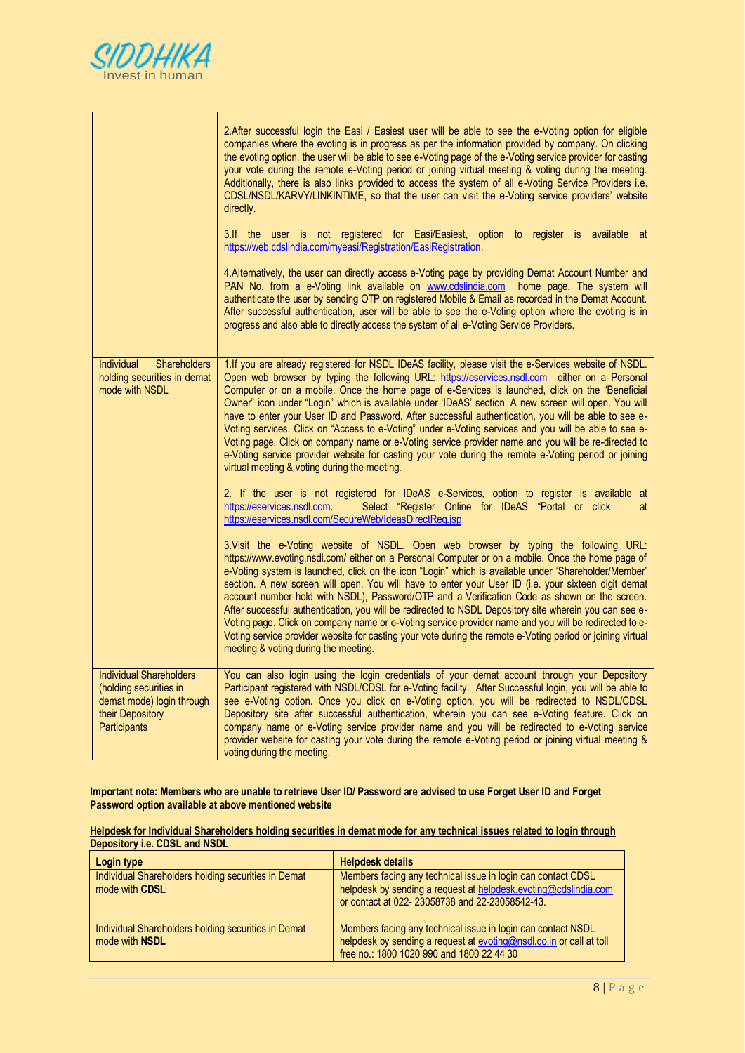| | |
|---|---|
| | 2.After successful login the Easi / Easiest user will be able to see the e-Voting option for eligible companies where the evoting is in progress as per the information provided by company. On clicking the evoting option, the user will be able to see e-Voting page of the e-Voting service provider for casting your vote during the remote e-Voting period or joining virtual meeting & voting during the meeting. Additionally, there is also links provided to access the system of all e-Voting Service Providers i.e. CDSL/NSDL/KARVY/LINKINTIME, so that the user can visit the e-Voting service providers' website directly.<br><br>3.If the user is not registered for Easi/Easiest, option to register is available at https://web.cdslindia.com/myeasi/Registration/EasiRegistration.<br><br>4.Alternatively, the user can directly access e-Voting page by providing Demat Account Number and PAN No. from a e-Voting link available on www.cdslindia.com home page. The system will authenticate the user by sending OTP on registered Mobile & Email as recorded in the Demat Account. After successful authentication, user will be able to see the e-Voting option where the evoting is in progress and also able to directly access the system of all e-Voting Service Providers. |
| Individual Shareholders holding securities in demat mode with NSDL | 1.If you are already registered for NSDL IDeAS facility, please visit the e-Services website of NSDL. Open web browser by typing the following URL: https://eservices.nsdl.com either on a Personal Computer or on a mobile. Once the home page of e-Services is launched, click on the "Beneficial Owner" icon under "Login" which is available under 'IDeAS' section. A new screen will open. You will have to enter your User ID and Password. After successful authentication, you will be able to see e-Voting services. Click on "Access to e-Voting" under e-Voting services and you will be able to see e-Voting page. Click on company name or e-Voting service provider name and you will be re-directed to e-Voting service provider website for casting your vote during the remote e-Voting period or joining virtual meeting & voting during the meeting.<br><br>2. If the user is not registered for IDeAS e-Services, option to register is available at https://eservices.nsdl.com. Select "Register Online for IDeAS "Portal or click at https://eservices.nsdl.com/SecureWeb/IdeasDirectReg.jsp<br><br>3.Visit the e-Voting website of NSDL. Open web browser by typing the following URL: https://www.evoting.nsdl.com/ either on a Personal Computer or on a mobile. Once the home page of e-Voting system is launched, click on the icon "Login" which is available under 'Shareholder/Member' section. A new screen will open. You will have to enter your User ID (i.e. your sixteen digit demat account number hold with NSDL), Password/OTP and a Verification Code as shown on the screen. After successful authentication, you will be redirected to NSDL Depository site wherein you can see e-Voting page. Click on company name or e-Voting service provider name and you will be redirected to e-Voting service provider website for casting your vote during the remote e-Voting period or joining virtual meeting & voting during the meeting. |
| Individual Shareholders (holding securities in demat mode) login through their Depository Participants | You can also login using the login credentials of your demat account through your Depository Participant registered with NSDL/CDSL for e-Voting facility. After Successful login, you will be able to see e-Voting option. Once you click on e-Voting option, you will be redirected to NSDL/CDSL Depository site after successful authentication, wherein you can see e-Voting feature. Click on company name or e-Voting service provider name and you will be redirected to e-Voting service provider website for casting your vote during the remote e-Voting period or joining virtual meeting & voting during the meeting. |

**Important note: Members who are unable to retrieve User ID/ Password are advised to use Forget User ID and Forget Password option available at above mentioned website**

**Helpdesk for Individual Shareholders holding securities in demat mode for any technical issues related to login through Depository i.e. CDSL and NSDL**

| Login type | Helpdesk details |
|---|---|
| Individual Shareholders holding securities in Demat mode with **CDSL** | Members facing any technical issue in login can contact CDSL helpdesk by sending a request at helpdesk.evoting@cdslindia.com or contact at 022- 23058738 and 22-23058542-43. |
| Individual Shareholders holding securities in Demat mode with **NSDL** | Members facing any technical issue in login can contact NSDL helpdesk by sending a request at evoting@nsdl.co.in or call at toll free no.: 1800 1020 990 and 1800 22 44 30 |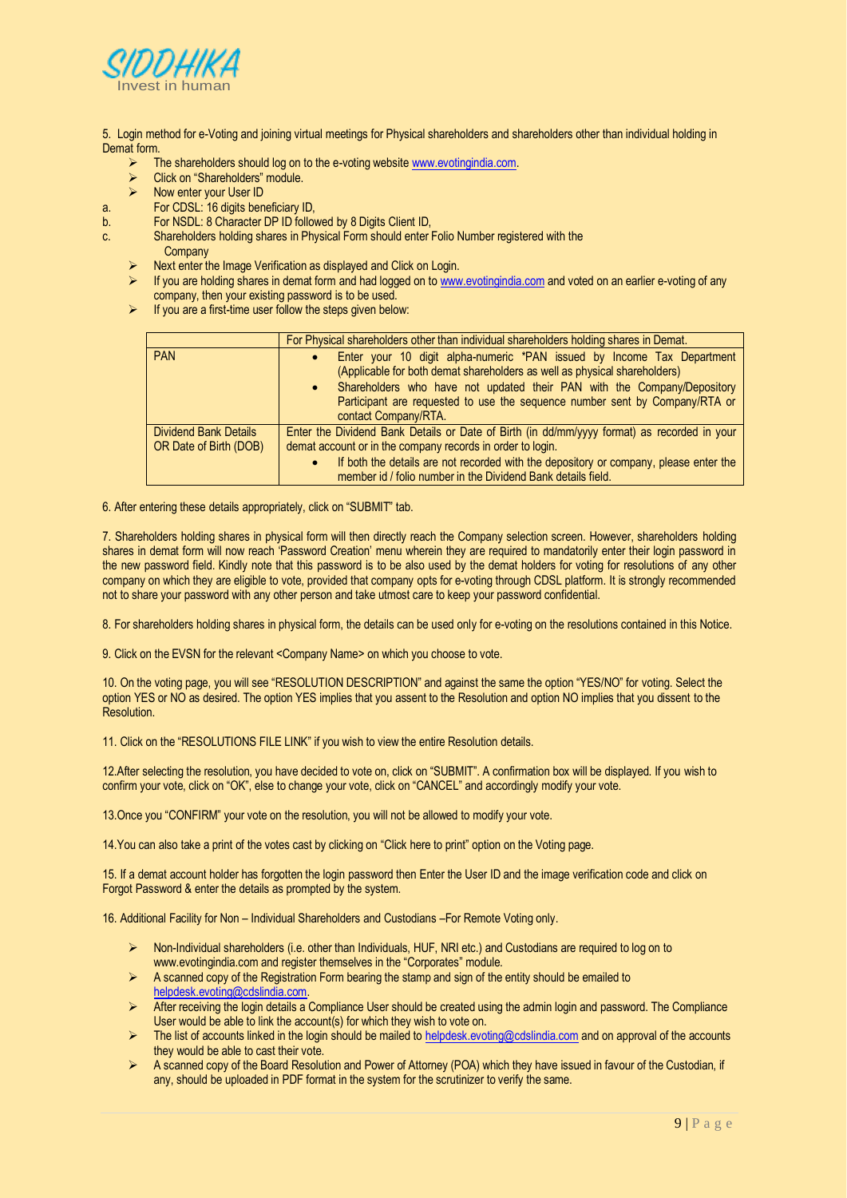5. Login method for e-Voting and joining virtual meetings for Physical shareholders and shareholders other than individual holding in Demat form.

- The shareholders should log on to the e-voting website www.evotingindia.com.
- Click on "Shareholders" module.
- Now enter your User ID

a. For CDSL: 16 digits beneficiary ID,

b. For NSDL: 8 Character DP ID followed by 8 Digits Client ID,

c. Shareholders holding shares in Physical Form should enter Folio Number registered with the Company

- Next enter the Image Verification as displayed and Click on Login.
- If you are holding shares in demat form and had logged on to www.evotingindia.com and voted on an earlier e-voting of any company, then your existing password is to be used.
- If you are a first-time user follow the steps given below:

| | For Physical shareholders other than individual shareholders holding shares in Demat. |
|---|---|
| PAN | • Enter your 10 digit alpha-numeric *PAN issued by Income Tax Department (Applicable for both demat shareholders as well as physical shareholders)<br>• Shareholders who have not updated their PAN with the Company/Depository Participant are requested to use the sequence number sent by Company/RTA or contact Company/RTA. |
| Dividend Bank Details OR Date of Birth (DOB) | Enter the Dividend Bank Details or Date of Birth (in dd/mm/yyyy format) as recorded in your demat account or in the company records in order to login.<br>• If both the details are not recorded with the depository or company, please enter the member id / folio number in the Dividend Bank details field. |

6. After entering these details appropriately, click on "SUBMIT" tab.

7. Shareholders holding shares in physical form will then directly reach the Company selection screen. However, shareholders holding shares in demat form will now reach 'Password Creation' menu wherein they are required to mandatorily enter their login password in the new password field. Kindly note that this password is to be also used by the demat holders for voting for resolutions of any other company on which they are eligible to vote, provided that company opts for e-voting through CDSL platform. It is strongly recommended not to share your password with any other person and take utmost care to keep your password confidential.

8. For shareholders holding shares in physical form, the details can be used only for e-voting on the resolutions contained in this Notice.

9. Click on the EVSN for the relevant <Company Name> on which you choose to vote.

10. On the voting page, you will see "RESOLUTION DESCRIPTION" and against the same the option "YES/NO" for voting. Select the option YES or NO as desired. The option YES implies that you assent to the Resolution and option NO implies that you dissent to the Resolution.

11. Click on the "RESOLUTIONS FILE LINK" if you wish to view the entire Resolution details.

12.After selecting the resolution, you have decided to vote on, click on "SUBMIT". A confirmation box will be displayed. If you wish to confirm your vote, click on "OK", else to change your vote, click on "CANCEL" and accordingly modify your vote.

13.Once you "CONFIRM" your vote on the resolution, you will not be allowed to modify your vote.

14.You can also take a print of the votes cast by clicking on "Click here to print" option on the Voting page.

15. If a demat account holder has forgotten the login password then Enter the User ID and the image verification code and click on Forgot Password & enter the details as prompted by the system.

16. Additional Facility for Non – Individual Shareholders and Custodians –For Remote Voting only.

- Non-Individual shareholders (i.e. other than Individuals, HUF, NRI etc.) and Custodians are required to log on to www.evotingindia.com and register themselves in the "Corporates" module.
- A scanned copy of the Registration Form bearing the stamp and sign of the entity should be emailed to helpdesk.evoting@cdslindia.com.
- After receiving the login details a Compliance User should be created using the admin login and password. The Compliance User would be able to link the account(s) for which they wish to vote on.
- The list of accounts linked in the login should be mailed to helpdesk.evoting@cdslindia.com and on approval of the accounts they would be able to cast their vote.
- A scanned copy of the Board Resolution and Power of Attorney (POA) which they have issued in favour of the Custodian, if any, should be uploaded in PDF format in the system for the scrutinizer to verify the same.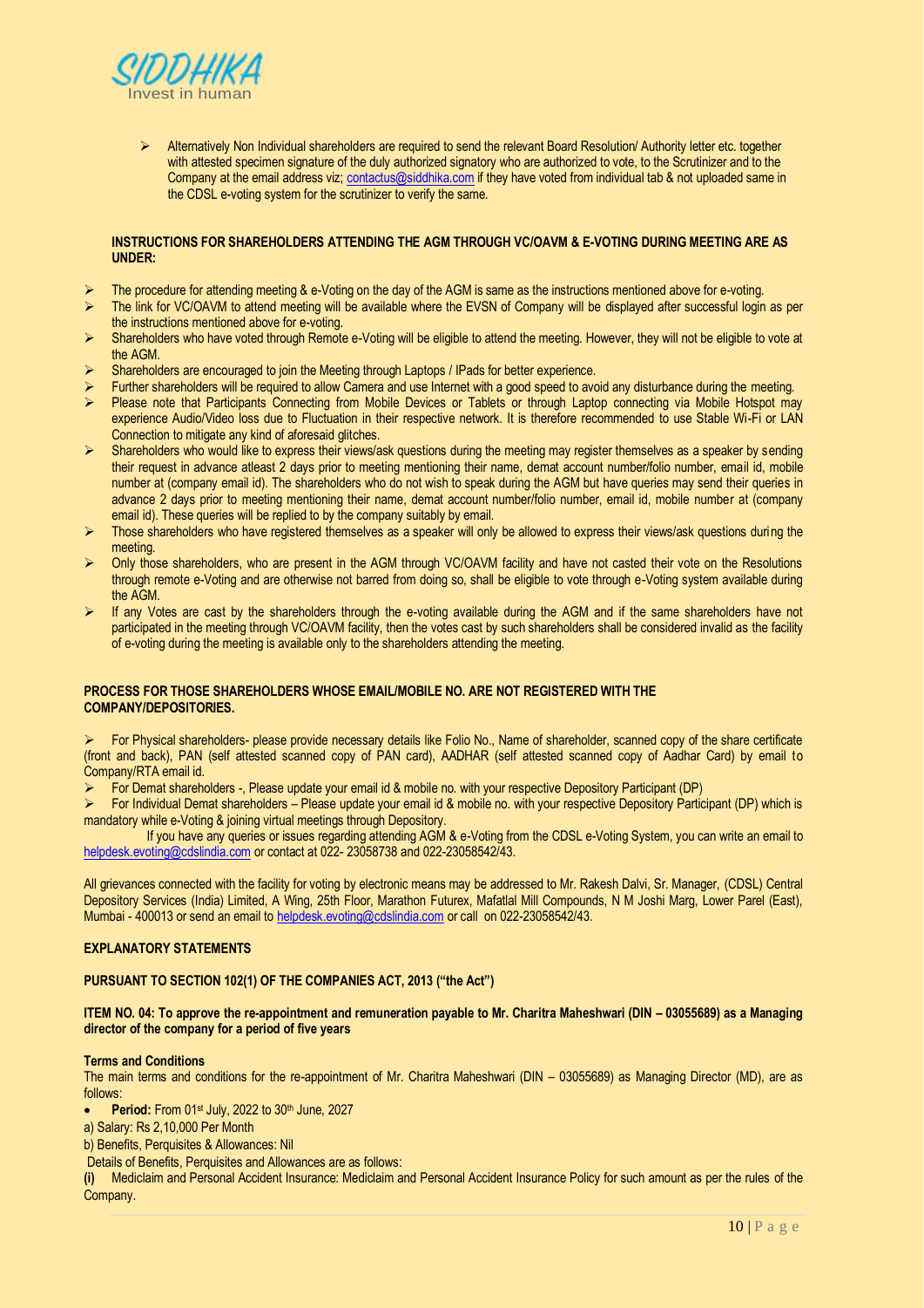- Alternatively Non Individual shareholders are required to send the relevant Board Resolution/ Authority letter etc. together with attested specimen signature of the duly authorized signatory who are authorized to vote, to the Scrutinizer and to the Company at the email address viz; contactus@siddhika.com if they have voted from individual tab & not uploaded same in the CDSL e-voting system for the scrutinizer to verify the same.

**INSTRUCTIONS FOR SHAREHOLDERS ATTENDING THE AGM THROUGH VC/OAVM & E-VOTING DURING MEETING ARE AS UNDER:**

- The procedure for attending meeting & e-Voting on the day of the AGM is same as the instructions mentioned above for e-voting.
- The link for VC/OAVM to attend meeting will be available where the EVSN of Company will be displayed after successful login as per the instructions mentioned above for e-voting.
- Shareholders who have voted through Remote e-Voting will be eligible to attend the meeting. However, they will not be eligible to vote at the AGM.
- Shareholders are encouraged to join the Meeting through Laptops / IPads for better experience.
- Further shareholders will be required to allow Camera and use Internet with a good speed to avoid any disturbance during the meeting.
- Please note that Participants Connecting from Mobile Devices or Tablets or through Laptop connecting via Mobile Hotspot may experience Audio/Video loss due to Fluctuation in their respective network. It is therefore recommended to use Stable Wi-Fi or LAN Connection to mitigate any kind of aforesaid glitches.
- Shareholders who would like to express their views/ask questions during the meeting may register themselves as a speaker by sending their request in advance atleast 2 days prior to meeting mentioning their name, demat account number/folio number, email id, mobile number at (company email id). The shareholders who do not wish to speak during the AGM but have queries may send their queries in advance 2 days prior to meeting mentioning their name, demat account number/folio number, email id, mobile number at (company email id). These queries will be replied to by the company suitably by email.
- Those shareholders who have registered themselves as a speaker will only be allowed to express their views/ask questions during the meeting.
- Only those shareholders, who are present in the AGM through VC/OAVM facility and have not casted their vote on the Resolutions through remote e-Voting and are otherwise not barred from doing so, shall be eligible to vote through e-Voting system available during the AGM.
- If any Votes are cast by the shareholders through the e-voting available during the AGM and if the same shareholders have not participated in the meeting through VC/OAVM facility, then the votes cast by such shareholders shall be considered invalid as the facility of e-voting during the meeting is available only to the shareholders attending the meeting.

**PROCESS FOR THOSE SHAREHOLDERS WHOSE EMAIL/MOBILE NO. ARE NOT REGISTERED WITH THE COMPANY/DEPOSITORIES.**

- For Physical shareholders- please provide necessary details like Folio No., Name of shareholder, scanned copy of the share certificate (front and back), PAN (self attested scanned copy of PAN card), AADHAR (self attested scanned copy of Aadhar Card) by email to Company/RTA email id.
- For Demat shareholders -, Please update your email id & mobile no. with your respective Depository Participant (DP)
- For Individual Demat shareholders – Please update your email id & mobile no. with your respective Depository Participant (DP) which is mandatory while e-Voting & joining virtual meetings through Depository.

If you have any queries or issues regarding attending AGM & e-Voting from the CDSL e-Voting System, you can write an email to helpdesk.evoting@cdslindia.com or contact at 022- 23058738 and 022-23058542/43.

All grievances connected with the facility for voting by electronic means may be addressed to Mr. Rakesh Dalvi, Sr. Manager, (CDSL) Central Depository Services (India) Limited, A Wing, 25th Floor, Marathon Futurex, Mafatlal Mill Compounds, N M Joshi Marg, Lower Parel (East), Mumbai - 400013 or send an email to helpdesk.evoting@cdslindia.com or call on 022-23058542/43.

**EXPLANATORY STATEMENTS**

**PURSUANT TO SECTION 102(1) OF THE COMPANIES ACT, 2013 ("the Act")**

**ITEM NO. 04: To approve the re-appointment and remuneration payable to Mr. Charitra Maheshwari (DIN – 03055689) as a Managing director of the company for a period of five years**

**Terms and Conditions**

The main terms and conditions for the re-appointment of Mr. Charitra Maheshwari (DIN – 03055689) as Managing Director (MD), are as follows:

- **Period:** From 01st July, 2022 to 30th June, 2027

a) Salary: Rs 2,10,000 Per Month

b) Benefits, Perquisites & Allowances: Nil

Details of Benefits, Perquisites and Allowances are as follows:

**(i)** Mediclaim and Personal Accident Insurance: Mediclaim and Personal Accident Insurance Policy for such amount as per the rules of the Company.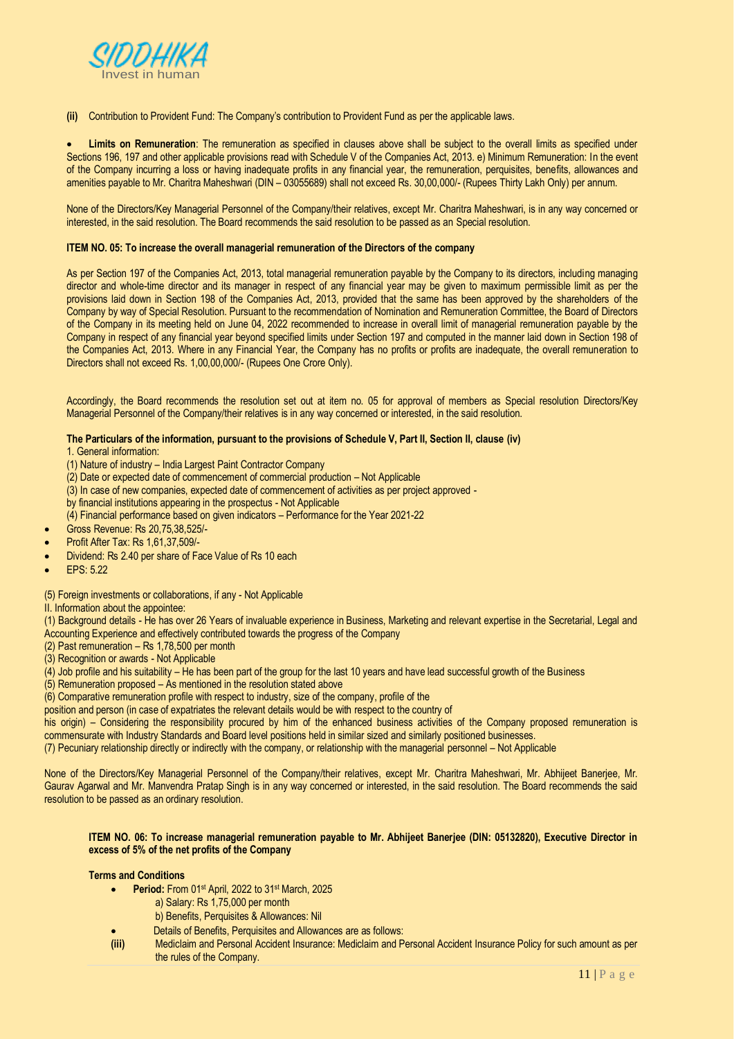**(ii)** Contribution to Provident Fund: The Company's contribution to Provident Fund as per the applicable laws.

- **Limits on Remuneration**: The remuneration as specified in clauses above shall be subject to the overall limits as specified under Sections 196, 197 and other applicable provisions read with Schedule V of the Companies Act, 2013. e) Minimum Remuneration: In the event of the Company incurring a loss or having inadequate profits in any financial year, the remuneration, perquisites, benefits, allowances and amenities payable to Mr. Charitra Maheshwari (DIN – 03055689) shall not exceed Rs. 30,00,000/- (Rupees Thirty Lakh Only) per annum.

None of the Directors/Key Managerial Personnel of the Company/their relatives, except Mr. Charitra Maheshwari, is in any way concerned or interested, in the said resolution. The Board recommends the said resolution to be passed as an Special resolution.

**ITEM NO. 05: To increase the overall managerial remuneration of the Directors of the company**

As per Section 197 of the Companies Act, 2013, total managerial remuneration payable by the Company to its directors, including managing director and whole-time director and its manager in respect of any financial year may be given to maximum permissible limit as per the provisions laid down in Section 198 of the Companies Act, 2013, provided that the same has been approved by the shareholders of the Company by way of Special Resolution. Pursuant to the recommendation of Nomination and Remuneration Committee, the Board of Directors of the Company in its meeting held on June 04, 2022 recommended to increase in overall limit of managerial remuneration payable by the Company in respect of any financial year beyond specified limits under Section 197 and computed in the manner laid down in Section 198 of the Companies Act, 2013. Where in any Financial Year, the Company has no profits or profits are inadequate, the overall remuneration to Directors shall not exceed Rs. 1,00,00,000/- (Rupees One Crore Only).

Accordingly, the Board recommends the resolution set out at item no. 05 for approval of members as Special resolution Directors/Key Managerial Personnel of the Company/their relatives is in any way concerned or interested, in the said resolution.

**The Particulars of the information, pursuant to the provisions of Schedule V, Part II, Section II, clause (iv)**

1. General information:

(1) Nature of industry – India Largest Paint Contractor Company

(2) Date or expected date of commencement of commercial production – Not Applicable

(3) In case of new companies, expected date of commencement of activities as per project approved - by financial institutions appearing in the prospectus - Not Applicable

(4) Financial performance based on given indicators – Performance for the Year 2021-22

- Gross Revenue: Rs 20,75,38,525/-
- Profit After Tax: Rs 1,61,37,509/-
- Dividend: Rs 2.40 per share of Face Value of Rs 10 each
- EPS: 5.22

(5) Foreign investments or collaborations, if any - Not Applicable

II. Information about the appointee:

(1) Background details - He has over 26 Years of invaluable experience in Business, Marketing and relevant expertise in the Secretarial, Legal and Accounting Experience and effectively contributed towards the progress of the Company

(2) Past remuneration – Rs 1,78,500 per month

(3) Recognition or awards - Not Applicable

(4) Job profile and his suitability – He has been part of the group for the last 10 years and have lead successful growth of the Business

(5) Remuneration proposed – As mentioned in the resolution stated above

(6) Comparative remuneration profile with respect to industry, size of the company, profile of the position and person (in case of expatriates the relevant details would be with respect to the country of his origin) – Considering the responsibility procured by him of the enhanced business activities of the Company proposed remuneration is commensurate with Industry Standards and Board level positions held in similar sized and similarly positioned businesses.

(7) Pecuniary relationship directly or indirectly with the company, or relationship with the managerial personnel – Not Applicable

None of the Directors/Key Managerial Personnel of the Company/their relatives, except Mr. Charitra Maheshwari, Mr. Abhijeet Banerjee, Mr. Gaurav Agarwal and Mr. Manvendra Pratap Singh is in any way concerned or interested, in the said resolution. The Board recommends the said resolution to be passed as an ordinary resolution.

**ITEM NO. 06: To increase managerial remuneration payable to Mr. Abhijeet Banerjee (DIN: 05132820), Executive Director in excess of 5% of the net profits of the Company**

**Terms and Conditions**

- **Period:** From 01st April, 2022 to 31st March, 2025
  - a) Salary: Rs 1,75,000 per month
  - b) Benefits, Perquisites & Allowances: Nil
- Details of Benefits, Perquisites and Allowances are as follows:

**(iii)** Mediclaim and Personal Accident Insurance: Mediclaim and Personal Accident Insurance Policy for such amount as per the rules of the Company.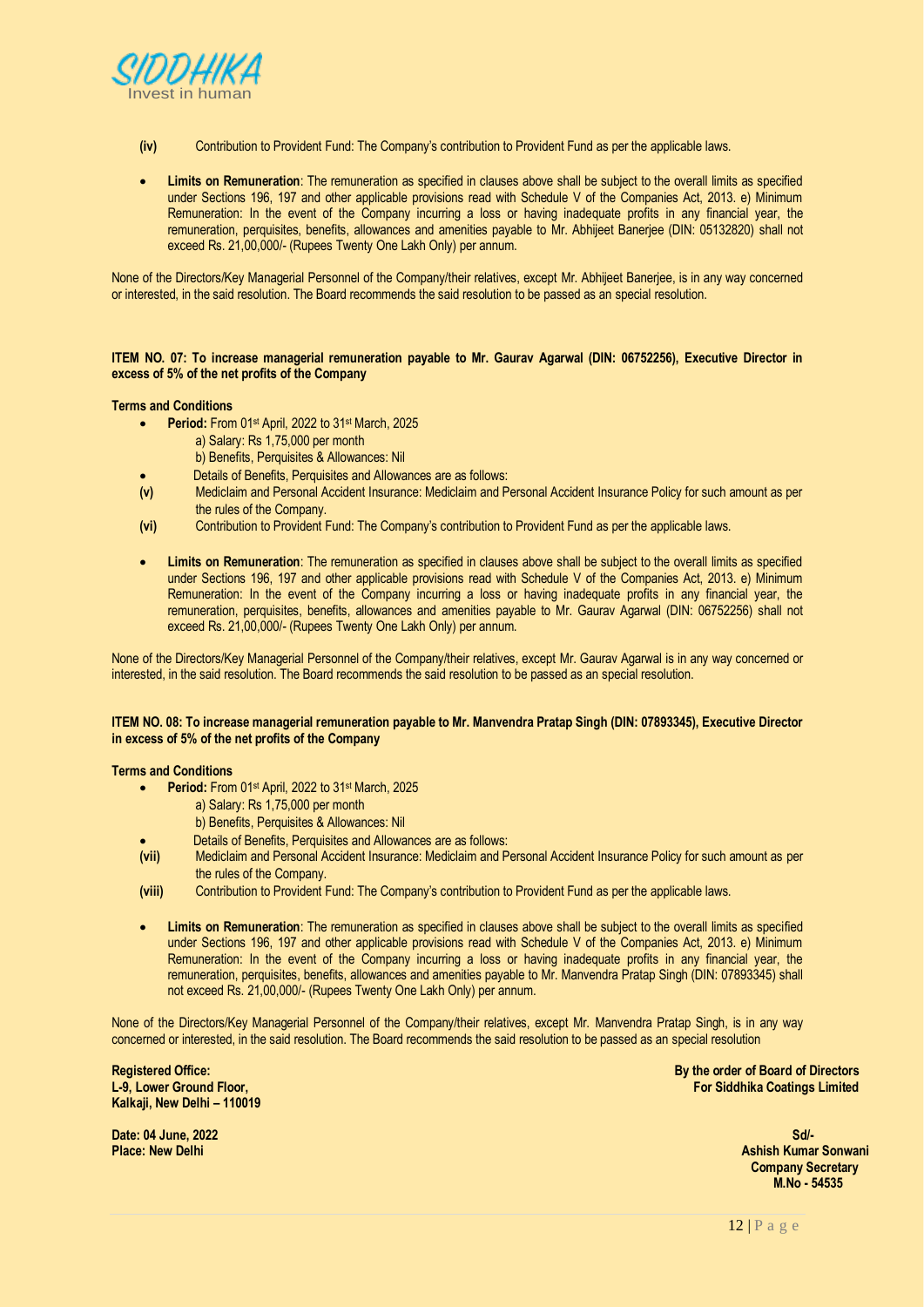**(iv)** Contribution to Provident Fund: The Company's contribution to Provident Fund as per the applicable laws.

- **Limits on Remuneration**: The remuneration as specified in clauses above shall be subject to the overall limits as specified under Sections 196, 197 and other applicable provisions read with Schedule V of the Companies Act, 2013. e) Minimum Remuneration: In the event of the Company incurring a loss or having inadequate profits in any financial year, the remuneration, perquisites, benefits, allowances and amenities payable to Mr. Abhijeet Banerjee (DIN: 05132820) shall not exceed Rs. 21,00,000/- (Rupees Twenty One Lakh Only) per annum.

None of the Directors/Key Managerial Personnel of the Company/their relatives, except Mr. Abhijeet Banerjee, is in any way concerned or interested, in the said resolution. The Board recommends the said resolution to be passed as an special resolution.

**ITEM NO. 07: To increase managerial remuneration payable to Mr. Gaurav Agarwal (DIN: 06752256), Executive Director in excess of 5% of the net profits of the Company**

**Terms and Conditions**

- **Period:** From 01st April, 2022 to 31st March, 2025
  - a) Salary: Rs 1,75,000 per month
  - b) Benefits, Perquisites & Allowances: Nil
- Details of Benefits, Perquisites and Allowances are as follows:

**(v)** Mediclaim and Personal Accident Insurance: Mediclaim and Personal Accident Insurance Policy for such amount as per the rules of the Company.

**(vi)** Contribution to Provident Fund: The Company's contribution to Provident Fund as per the applicable laws.

- **Limits on Remuneration**: The remuneration as specified in clauses above shall be subject to the overall limits as specified under Sections 196, 197 and other applicable provisions read with Schedule V of the Companies Act, 2013. e) Minimum Remuneration: In the event of the Company incurring a loss or having inadequate profits in any financial year, the remuneration, perquisites, benefits, allowances and amenities payable to Mr. Gaurav Agarwal (DIN: 06752256) shall not exceed Rs. 21,00,000/- (Rupees Twenty One Lakh Only) per annum.

None of the Directors/Key Managerial Personnel of the Company/their relatives, except Mr. Gaurav Agarwal is in any way concerned or interested, in the said resolution. The Board recommends the said resolution to be passed as an special resolution.

**ITEM NO. 08: To increase managerial remuneration payable to Mr. Manvendra Pratap Singh (DIN: 07893345), Executive Director in excess of 5% of the net profits of the Company**

**Terms and Conditions**

- **Period:** From 01st April, 2022 to 31st March, 2025
  - a) Salary: Rs 1,75,000 per month
  - b) Benefits, Perquisites & Allowances: Nil
- Details of Benefits, Perquisites and Allowances are as follows:

**(vii)** Mediclaim and Personal Accident Insurance: Mediclaim and Personal Accident Insurance Policy for such amount as per the rules of the Company.

**(viii)** Contribution to Provident Fund: The Company's contribution to Provident Fund as per the applicable laws.

- **Limits on Remuneration**: The remuneration as specified in clauses above shall be subject to the overall limits as specified under Sections 196, 197 and other applicable provisions read with Schedule V of the Companies Act, 2013. e) Minimum Remuneration: In the event of the Company incurring a loss or having inadequate profits in any financial year, the remuneration, perquisites, benefits, allowances and amenities payable to Mr. Manvendra Pratap Singh (DIN: 07893345) shall not exceed Rs. 21,00,000/- (Rupees Twenty One Lakh Only) per annum.

None of the Directors/Key Managerial Personnel of the Company/their relatives, except Mr. Manvendra Pratap Singh, is in any way concerned or interested, in the said resolution. The Board recommends the said resolution to be passed as an special resolution

**Registered Office:**
**L-9, Lower Ground Floor,**
**Kalkaji, New Delhi – 110019**

**Date: 04 June, 2022**
**Place: New Delhi**

**By the order of Board of Directors**
**For Siddhika Coatings Limited**

**Sd/-**
**Ashish Kumar Sonwani**
**Company Secretary**
**M.No - 54535**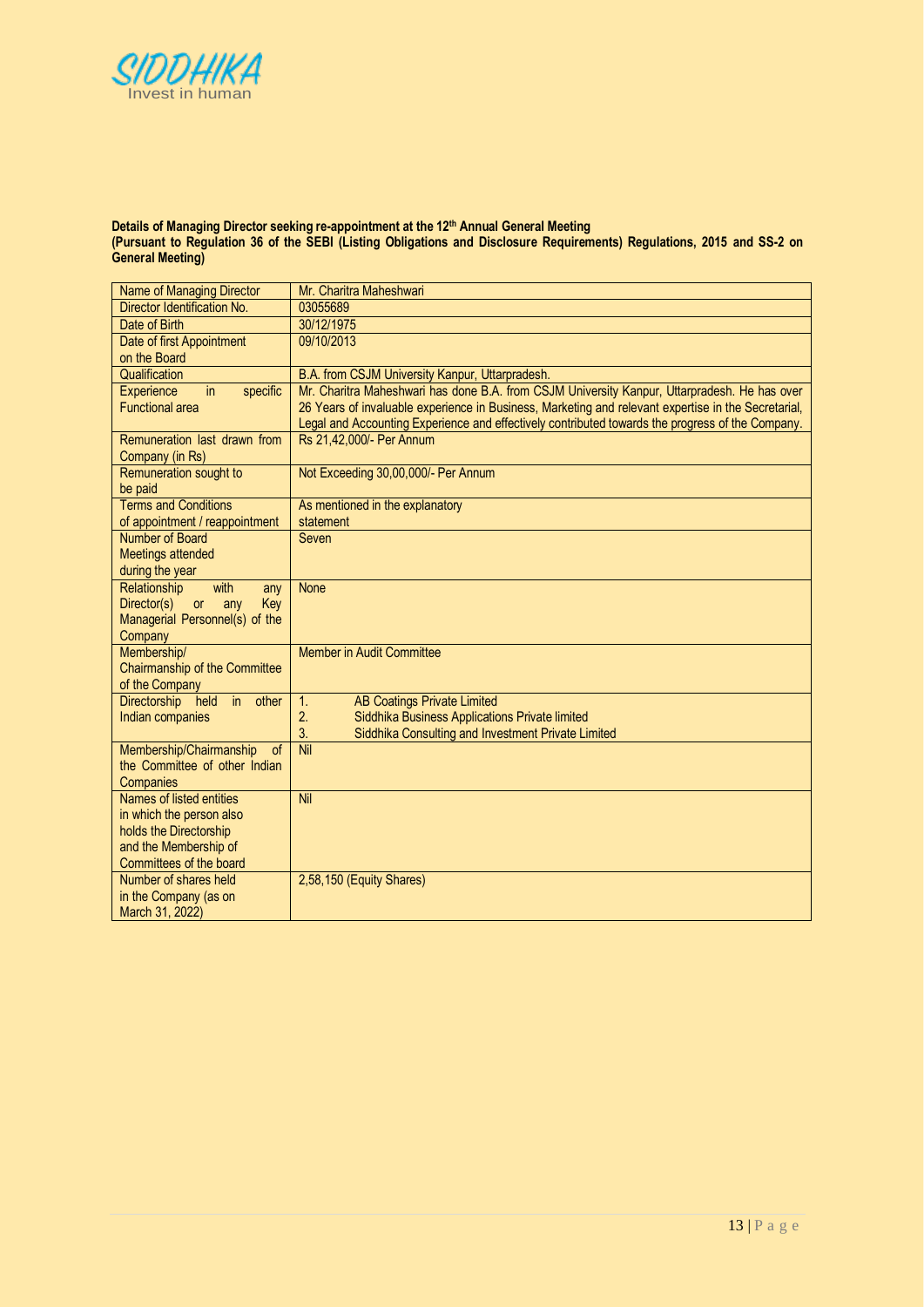**Details of Managing Director seeking re-appointment at the 12th Annual General Meeting**
**(Pursuant to Regulation 36 of the SEBI (Listing Obligations and Disclosure Requirements) Regulations, 2015 and SS-2 on General Meeting)**

| | |
|---|---|
| Name of Managing Director | Mr. Charitra Maheshwari |
| Director Identification No. | 03055689 |
| Date of Birth | 30/12/1975 |
| Date of first Appointment on the Board | 09/10/2013 |
| Qualification | B.A. from CSJM University Kanpur, Uttarpradesh. |
| Experience in specific Functional area | Mr. Charitra Maheshwari has done B.A. from CSJM University Kanpur, Uttarpradesh. He has over 26 Years of invaluable experience in Business, Marketing and relevant expertise in the Secretarial, Legal and Accounting Experience and effectively contributed towards the progress of the Company. |
| Remuneration last drawn from Company (in Rs) | Rs 21,42,000/- Per Annum |
| Remuneration sought to be paid | Not Exceeding 30,00,000/- Per Annum |
| Terms and Conditions of appointment / reappointment | As mentioned in the explanatory statement |
| Number of Board Meetings attended during the year | Seven |
| Relationship with any Director(s) or any Key Managerial Personnel(s) of the Company | None |
| Membership/ Chairmanship of the Committee of the Company | Member in Audit Committee |
| Directorship held in other Indian companies | 1. AB Coatings Private Limited<br>2. Siddhika Business Applications Private limited<br>3. Siddhika Consulting and Investment Private Limited |
| Membership/Chairmanship of the Committee of other Indian Companies | Nil |
| Names of listed entities in which the person also holds the Directorship and the Membership of Committees of the board | Nil |
| Number of shares held in the Company (as on March 31, 2022) | 2,58,150 (Equity Shares) |